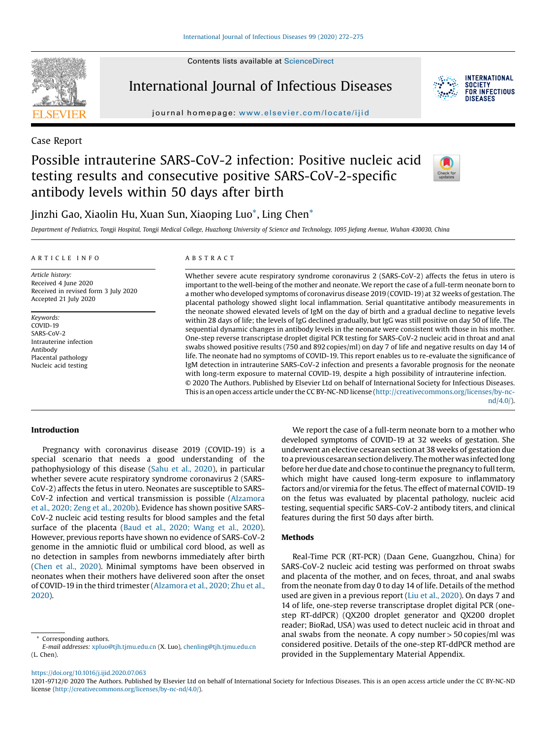Case Report

# Possible intrauterine SARS-CoV-2 infection: Positive nucleic acid testing results and consecutive positive SARS-CoV-2-specific antibody levels within 50 days after birth

Jinzhi Gao, Xiaolin Hu, Xuan Sun, Xiaoping Luo*, Ling Chen*

*Department of Pediatrics, Tongji Hospital, Tongji Medical College, Huazhong University of Science and Technology, 1095 Jiefang Avenue, Wuhan 430030, China*

ARTICLE INFO

*Article history:*
Received 4 June 2020
Received in revised form 3 July 2020
Accepted 21 July 2020

*Keywords:*
COVID-19
SARS-CoV-2
Intrauterine infection
Antibody
Placental pathology
Nucleic acid testing

ABSTRACT

Whether severe acute respiratory syndrome coronavirus 2 (SARS-CoV-2) affects the fetus in utero is important to the well-being of the mother and neonate. We report the case of a full-term neonate born to a mother who developed symptoms of coronavirus disease 2019 (COVID-19) at 32 weeks of gestation. The placental pathology showed slight local inflammation. Serial quantitative antibody measurements in the neonate showed elevated levels of IgM on the day of birth and a gradual decline to negative levels within 28 days of life; the levels of IgG declined gradually, but IgG was still positive on day 50 of life. The sequential dynamic changes in antibody levels in the neonate were consistent with those in his mother. One-step reverse transcriptase droplet digital PCR testing for SARS-CoV-2 nucleic acid in throat and anal swabs showed positive results (750 and 892 copies/ml) on day 7 of life and negative results on day 14 of life. The neonate had no symptoms of COVID-19. This report enables us to re-evaluate the significance of IgM detection in intrauterine SARS-CoV-2 infection and presents a favorable prognosis for the neonate with long-term exposure to maternal COVID-19, despite a high possibility of intrauterine infection.

© 2020 The Authors. Published by Elsevier Ltd on behalf of International Society for Infectious Diseases. This is an open access article under the CC BY-NC-ND license (http://creativecommons.org/licenses/by-nc-nd/4.0/).

## Introduction

Pregnancy with coronavirus disease 2019 (COVID-19) is a special scenario that needs a good understanding of the pathophysiology of this disease (Sahu et al., 2020), in particular whether severe acute respiratory syndrome coronavirus 2 (SARS-CoV-2) affects the fetus in utero. Neonates are susceptible to SARS-CoV-2 infection and vertical transmission is possible (Alzamora et al., 2020; Zeng et al., 2020b). Evidence has shown positive SARS-CoV-2 nucleic acid testing results for blood samples and the fetal surface of the placenta (Baud et al., 2020; Wang et al., 2020). However, previous reports have shown no evidence of SARS-CoV-2 genome in the amniotic fluid or umbilical cord blood, as well as no detection in samples from newborns immediately after birth (Chen et al., 2020). Minimal symptoms have been observed in neonates when their mothers have delivered soon after the onset of COVID-19 in the third trimester (Alzamora et al., 2020; Zhu et al., 2020).

We report the case of a full-term neonate born to a mother who developed symptoms of COVID-19 at 32 weeks of gestation. She underwent an elective cesarean section at 38 weeks of gestation due to a previous cesarean section delivery. The mother was infected long before her due date and chose to continue the pregnancy to full term, which might have caused long-term exposure to inflammatory factors and/or viremia for the fetus. The effect of maternal COVID-19 on the fetus was evaluated by placental pathology, nucleic acid testing, sequential specific SARS-CoV-2 antibody titers, and clinical features during the first 50 days after birth.

## Methods

Real-Time PCR (RT-PCR) (Daan Gene, Guangzhou, China) for SARS-CoV-2 nucleic acid testing was performed on throat swabs and placenta of the mother, and on feces, throat, and anal swabs from the neonate from day 0 to day 14 of life. Details of the method used are given in a previous report (Liu et al., 2020). On days 7 and 14 of life, one-step reverse transcriptase droplet digital PCR (one-step RT-ddPCR) (QX200 droplet generator and QX200 droplet reader; BioRad, USA) was used to detect nucleic acid in throat and anal swabs from the neonate. A copy number > 50 copies/ml was considered positive. Details of the one-step RT-ddPCR method are provided in the Supplementary Material Appendix.

* Corresponding authors.
*E-mail addresses:* xpluo@tjh.tjmu.edu.cn (X. Luo), chenling@tjh.tjmu.edu.cn (L. Chen).

https://doi.org/10.1016/j.ijid.2020.07.063
1201-9712/© 2020 The Authors. Published by Elsevier Ltd on behalf of International Society for Infectious Diseases. This is an open access article under the CC BY-NC-ND license (http://creativecommons.org/licenses/by-nc-nd/4.0/).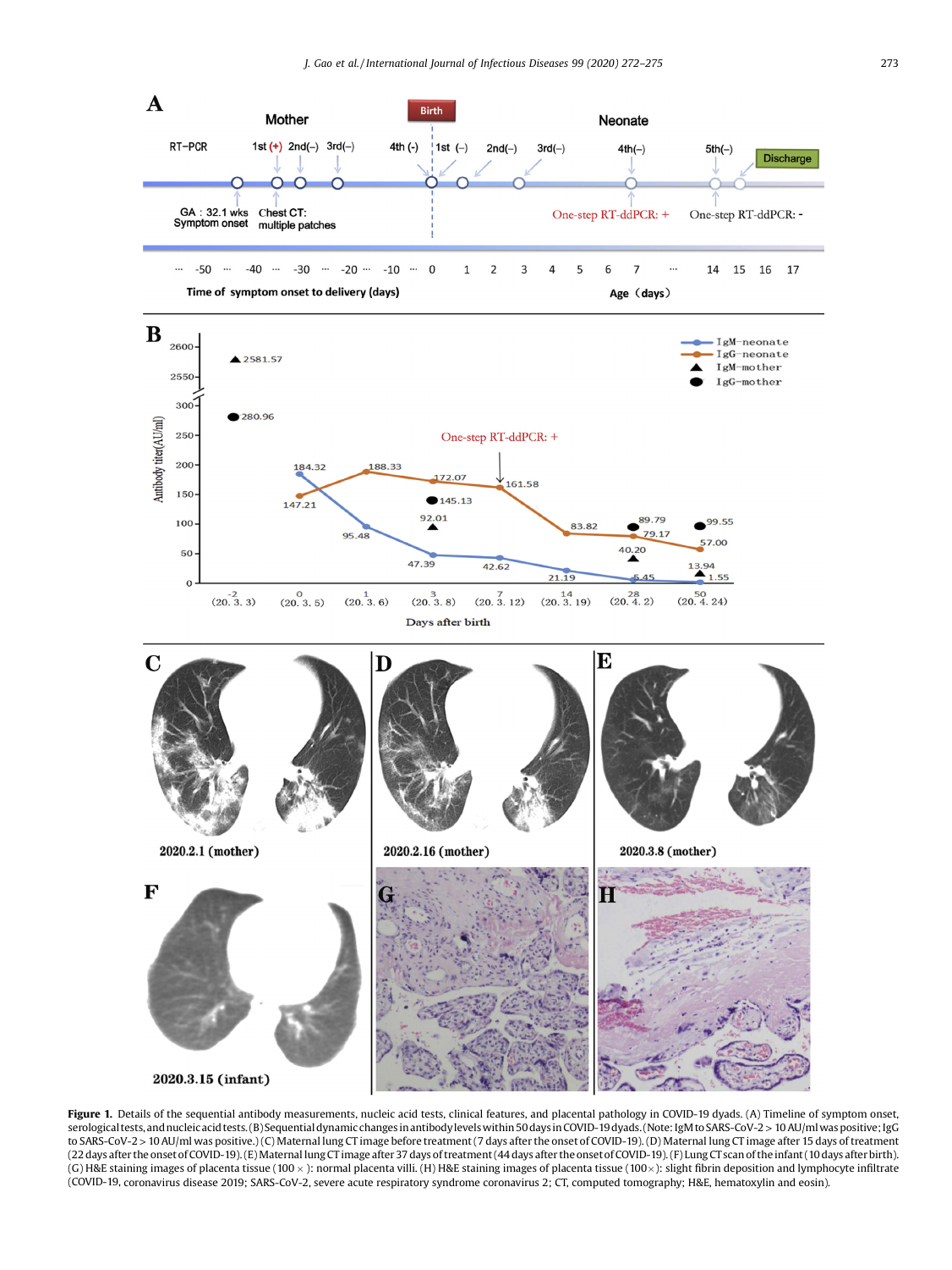**Figure 1.** Details of the sequential antibody measurements, nucleic acid tests, clinical features, and placental pathology in COVID-19 dyads. (A) Timeline of symptom onset, serological tests, and nucleic acid tests. (B) Sequential dynamic changes in antibody levels within 50 days in COVID-19 dyads. (Note: IgM to SARS-CoV-2 > 10 AU/ml was positive; IgG to SARS-CoV-2 > 10 AU/ml was positive.) (C) Maternal lung CT image before treatment (7 days after the onset of COVID-19). (D) Maternal lung CT image after 15 days of treatment (22 days after the onset of COVID-19). (E) Maternal lung CT image after 37 days of treatment (44 days after the onset of COVID-19). (F) Lung CT scan of the infant (10 days after birth). (G) H&E staining images of placenta tissue (100 ×): normal placenta villi. (H) H&E staining images of placenta tissue (100×): slight fibrin deposition and lymphocyte infiltrate (COVID-19, coronavirus disease 2019; SARS-CoV-2, severe acute respiratory syndrome coronavirus 2; CT, computed tomography; H&E, hematoxylin and eosin).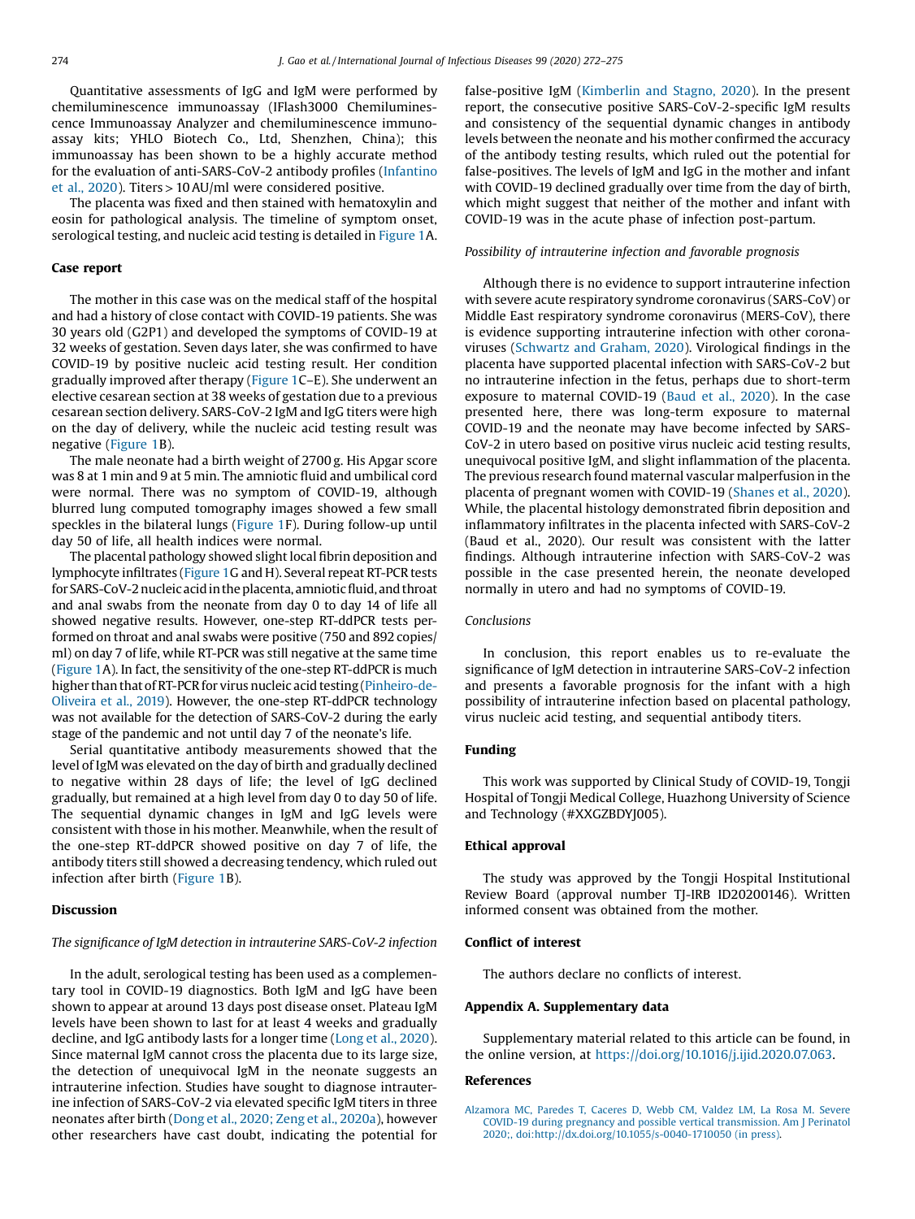Quantitative assessments of IgG and IgM were performed by chemiluminescence immunoassay (IFlash3000 Chemiluminescence Immunoassay Analyzer and chemiluminescence immunoassay kits; YHLO Biotech Co., Ltd, Shenzhen, China); this immunoassay has been shown to be a highly accurate method for the evaluation of anti-SARS-CoV-2 antibody profiles (Infantino et al., 2020). Titers > 10 AU/ml were considered positive.

The placenta was fixed and then stained with hematoxylin and eosin for pathological analysis. The timeline of symptom onset, serological testing, and nucleic acid testing is detailed in Figure 1A.

## Case report

The mother in this case was on the medical staff of the hospital and had a history of close contact with COVID-19 patients. She was 30 years old (G2P1) and developed the symptoms of COVID-19 at 32 weeks of gestation. Seven days later, she was confirmed to have COVID-19 by positive nucleic acid testing result. Her condition gradually improved after therapy (Figure 1C–E). She underwent an elective cesarean section at 38 weeks of gestation due to a previous cesarean section delivery. SARS-CoV-2 IgM and IgG titers were high on the day of delivery, while the nucleic acid testing result was negative (Figure 1B).

The male neonate had a birth weight of 2700 g. His Apgar score was 8 at 1 min and 9 at 5 min. The amniotic fluid and umbilical cord were normal. There was no symptom of COVID-19, although blurred lung computed tomography images showed a few small speckles in the bilateral lungs (Figure 1F). During follow-up until day 50 of life, all health indices were normal.

The placental pathology showed slight local fibrin deposition and lymphocyte infiltrates (Figure 1G and H). Several repeat RT-PCR tests for SARS-CoV-2 nucleic acid in the placenta, amniotic fluid, and throat and anal swabs from the neonate from day 0 to day 14 of life all showed negative results. However, one-step RT-ddPCR tests performed on throat and anal swabs were positive (750 and 892 copies/ml) on day 7 of life, while RT-PCR was still negative at the same time (Figure 1A). In fact, the sensitivity of the one-step RT-ddPCR is much higher than that of RT-PCR for virus nucleic acid testing (Pinheiro-de-Oliveira et al., 2019). However, the one-step RT-ddPCR technology was not available for the detection of SARS-CoV-2 during the early stage of the pandemic and not until day 7 of the neonate's life.

Serial quantitative antibody measurements showed that the level of IgM was elevated on the day of birth and gradually declined to negative within 28 days of life; the level of IgG declined gradually, but remained at a high level from day 0 to day 50 of life. The sequential dynamic changes in IgM and IgG levels were consistent with those in his mother. Meanwhile, when the result of the one-step RT-ddPCR showed positive on day 7 of life, the antibody titers still showed a decreasing tendency, which ruled out infection after birth (Figure 1B).

## Discussion

### *The significance of IgM detection in intrauterine SARS-CoV-2 infection*

In the adult, serological testing has been used as a complementary tool in COVID-19 diagnostics. Both IgM and IgG have been shown to appear at around 13 days post disease onset. Plateau IgM levels have been shown to last for at least 4 weeks and gradually decline, and IgG antibody lasts for a longer time (Long et al., 2020). Since maternal IgM cannot cross the placenta due to its large size, the detection of unequivocal IgM in the neonate suggests an intrauterine infection. Studies have sought to diagnose intrauterine infection of SARS-CoV-2 via elevated specific IgM titers in three neonates after birth (Dong et al., 2020; Zeng et al., 2020a), however other researchers have cast doubt, indicating the potential for false-positive IgM (Kimberlin and Stagno, 2020). In the present report, the consecutive positive SARS-CoV-2-specific IgM results and consistency of the sequential dynamic changes in antibody levels between the neonate and his mother confirmed the accuracy of the antibody testing results, which ruled out the potential for false-positives. The levels of IgM and IgG in the mother and infant with COVID-19 declined gradually over time from the day of birth, which might suggest that neither of the mother and infant with COVID-19 was in the acute phase of infection post-partum.

### *Possibility of intrauterine infection and favorable prognosis*

Although there is no evidence to support intrauterine infection with severe acute respiratory syndrome coronavirus (SARS-CoV) or Middle East respiratory syndrome coronavirus (MERS-CoV), there is evidence supporting intrauterine infection with other coronaviruses (Schwartz and Graham, 2020). Virological findings in the placenta have supported placental infection with SARS-CoV-2 but no intrauterine infection in the fetus, perhaps due to short-term exposure to maternal COVID-19 (Baud et al., 2020). In the case presented here, there was long-term exposure to maternal COVID-19 and the neonate may have become infected by SARS-CoV-2 in utero based on positive virus nucleic acid testing results, unequivocal positive IgM, and slight inflammation of the placenta. The previous research found maternal vascular malperfusion in the placenta of pregnant women with COVID-19 (Shanes et al., 2020). While, the placental histology demonstrated fibrin deposition and inflammatory infiltrates in the placenta infected with SARS-CoV-2 (Baud et al., 2020). Our result was consistent with the latter findings. Although intrauterine infection with SARS-CoV-2 was possible in the case presented herein, the neonate developed normally in utero and had no symptoms of COVID-19.

### *Conclusions*

In conclusion, this report enables us to re-evaluate the significance of IgM detection in intrauterine SARS-CoV-2 infection and presents a favorable prognosis for the infant with a high possibility of intrauterine infection based on placental pathology, virus nucleic acid testing, and sequential antibody titers.

## Funding

This work was supported by Clinical Study of COVID-19, Tongji Hospital of Tongji Medical College, Huazhong University of Science and Technology (#XXGZBDYJ005).

## Ethical approval

The study was approved by the Tongji Hospital Institutional Review Board (approval number TJ-IRB ID20200146). Written informed consent was obtained from the mother.

## Conflict of interest

The authors declare no conflicts of interest.

## Appendix A. Supplementary data

Supplementary material related to this article can be found, in the online version, at https://doi.org/10.1016/j.ijid.2020.07.063.

## References

Alzamora MC, Paredes T, Caceres D, Webb CM, Valdez LM, La Rosa M. Severe COVID-19 during pregnancy and possible vertical transmission. Am J Perinatol 2020;, doi:http://dx.doi.org/10.1055/s-0040-1710050 (in press).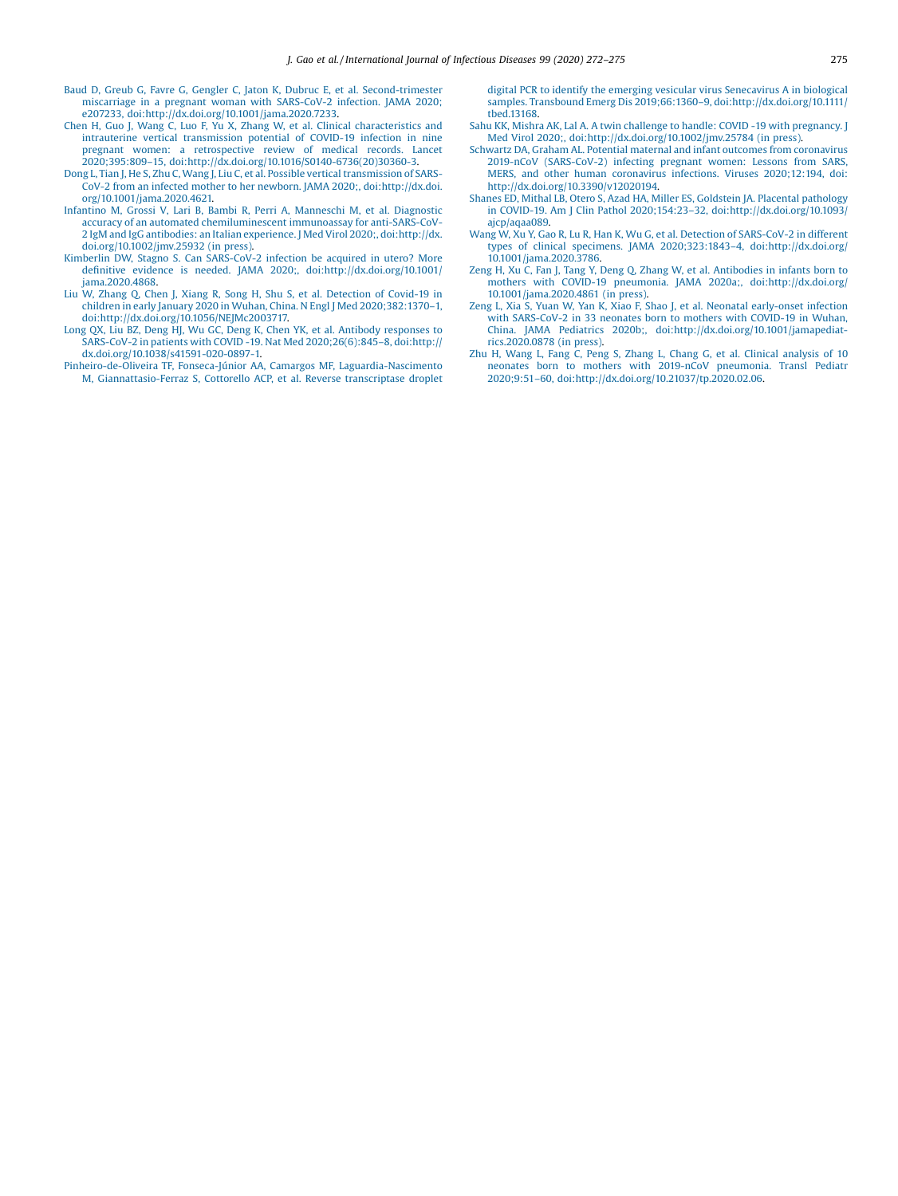Baud D, Greub G, Favre G, Gengler C, Jaton K, Dubruc E, et al. Second-trimester miscarriage in a pregnant woman with SARS-CoV-2 infection. JAMA 2020; e207233, doi:http://dx.doi.org/10.1001/jama.2020.7233.

Chen H, Guo J, Wang C, Luo F, Yu X, Zhang W, et al. Clinical characteristics and intrauterine vertical transmission potential of COVID-19 infection in nine pregnant women: a retrospective review of medical records. Lancet 2020;395:809–15, doi:http://dx.doi.org/10.1016/S0140-6736(20)30360-3.

Dong L, Tian J, He S, Zhu C, Wang J, Liu C, et al. Possible vertical transmission of SARS-CoV-2 from an infected mother to her newborn. JAMA 2020;, doi:http://dx.doi.org/10.1001/jama.2020.4621.

Infantino M, Grossi V, Lari B, Bambi R, Perri A, Manneschi M, et al. Diagnostic accuracy of an automated chemiluminescent immunoassay for anti-SARS-CoV-2 IgM and IgG antibodies: an Italian experience. J Med Virol 2020;, doi:http://dx.doi.org/10.1002/jmv.25932 (in press).

Kimberlin DW, Stagno S. Can SARS-CoV-2 infection be acquired in utero? More definitive evidence is needed. JAMA 2020;, doi:http://dx.doi.org/10.1001/jama.2020.4868.

Liu W, Zhang Q, Chen J, Xiang R, Song H, Shu S, et al. Detection of Covid-19 in children in early January 2020 in Wuhan, China. N Engl J Med 2020;382:1370–1, doi:http://dx.doi.org/10.1056/NEJMc2003717.

Long QX, Liu BZ, Deng HJ, Wu GC, Deng K, Chen YK, et al. Antibody responses to SARS-CoV-2 in patients with COVID -19. Nat Med 2020;26(6):845–8, doi:http://dx.doi.org/10.1038/s41591-020-0897-1.

Pinheiro-de-Oliveira TF, Fonseca-Júnior AA, Camargos MF, Laguardia-Nascimento M, Giannattasio-Ferraz S, Cottorello ACP, et al. Reverse transcriptase droplet digital PCR to identify the emerging vesicular virus Senecavirus A in biological samples. Transbound Emerg Dis 2019;66:1360–9, doi:http://dx.doi.org/10.1111/tbed.13168.

Sahu KK, Mishra AK, Lal A. A twin challenge to handle: COVID -19 with pregnancy. J Med Virol 2020;, doi:http://dx.doi.org/10.1002/jmv.25784 (in press).

Schwartz DA, Graham AL. Potential maternal and infant outcomes from coronavirus 2019-nCoV (SARS-CoV-2) infecting pregnant women: Lessons from SARS, MERS, and other human coronavirus infections. Viruses 2020;12:194, doi:http://dx.doi.org/10.3390/v12020194.

Shanes ED, Mithal LB, Otero S, Azad HA, Miller ES, Goldstein JA. Placental pathology in COVID-19. Am J Clin Pathol 2020;154:23–32, doi:http://dx.doi.org/10.1093/ajcp/aqaa089.

Wang W, Xu Y, Gao R, Lu R, Han K, Wu G, et al. Detection of SARS-CoV-2 in different types of clinical specimens. JAMA 2020;323:1843–4, doi:http://dx.doi.org/10.1001/jama.2020.3786.

Zeng H, Xu C, Fan J, Tang Y, Deng Q, Zhang W, et al. Antibodies in infants born to mothers with COVID-19 pneumonia. JAMA 2020a;, doi:http://dx.doi.org/10.1001/jama.2020.4861 (in press).

Zeng L, Xia S, Yuan W, Yan K, Xiao F, Shao J, et al. Neonatal early-onset infection with SARS-CoV-2 in 33 neonates born to mothers with COVID-19 in Wuhan, China. JAMA Pediatrics 2020b;, doi:http://dx.doi.org/10.1001/jamapediatrics.2020.0878 (in press).

Zhu H, Wang L, Fang C, Peng S, Zhang L, Chang G, et al. Clinical analysis of 10 neonates born to mothers with 2019-nCoV pneumonia. Transl Pediatr 2020;9:51–60, doi:http://dx.doi.org/10.21037/tp.2020.02.06.